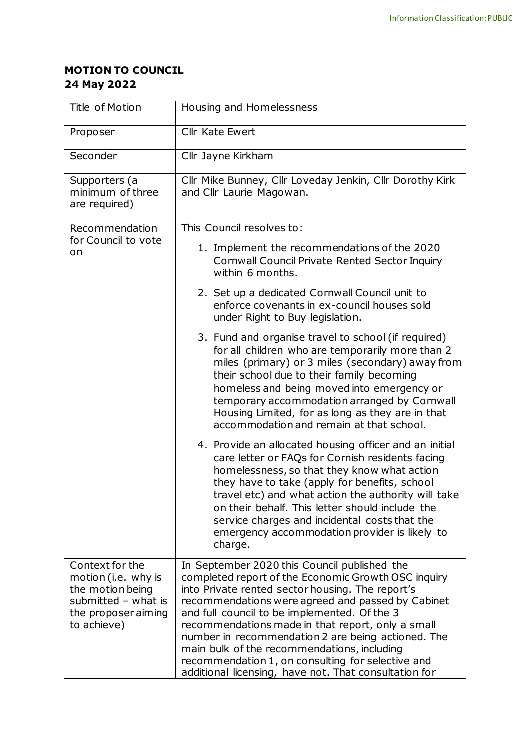**MOTION TO COUNCIL**
**24 May 2022**

| Title of Motion | Housing and Homelessness |
|---|---|
| Proposer | Cllr Kate Ewert |
| Seconder | Cllr Jayne Kirkham |
| Supporters (a minimum of three are required) | Cllr Mike Bunney, Cllr Loveday Jenkin, Cllr Dorothy Kirk and Cllr Laurie Magowan. |
| Recommendation for Council to vote on | This Council resolves to:<br><br>1. Implement the recommendations of the 2020 Cornwall Council Private Rented Sector Inquiry within 6 months.<br><br>2. Set up a dedicated Cornwall Council unit to enforce covenants in ex-council houses sold under Right to Buy legislation.<br><br>3. Fund and organise travel to school (if required) for all children who are temporarily more than 2 miles (primary) or 3 miles (secondary) away from their school due to their family becoming homeless and being moved into emergency or temporary accommodation arranged by Cornwall Housing Limited, for as long as they are in that accommodation and remain at that school.<br><br>4. Provide an allocated housing officer and an initial care letter or FAQs for Cornish residents facing homelessness, so that they know what action they have to take (apply for benefits, school travel etc) and what action the authority will take on their behalf. This letter should include the service charges and incidental costs that the emergency accommodation provider is likely to charge. |
| Context for the motion (i.e. why is the motion being submitted – what is the proposer aiming to achieve) | In September 2020 this Council published the completed report of the Economic Growth OSC inquiry into Private rented sector housing. The report's recommendations were agreed and passed by Cabinet and full council to be implemented. Of the 3 recommendations made in that report, only a small number in recommendation 2 are being actioned. The main bulk of the recommendations, including recommendation 1, on consulting for selective and additional licensing, have not. That consultation for |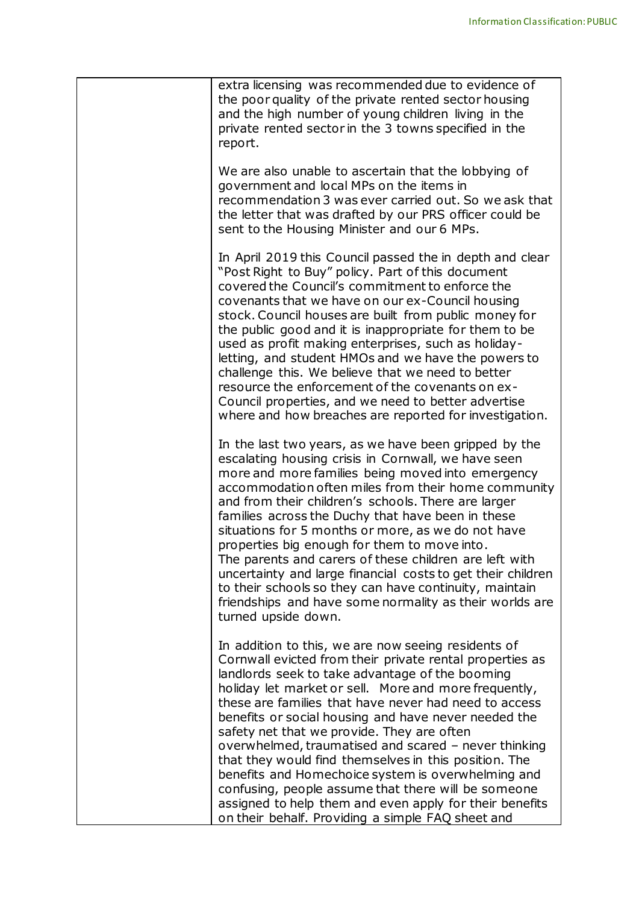| | |
|---|---|
| | extra licensing was recommended due to evidence of the poor quality of the private rented sector housing and the high number of young children living in the private rented sector in the 3 towns specified in the report.<br><br>We are also unable to ascertain that the lobbying of government and local MPs on the items in recommendation 3 was ever carried out. So we ask that the letter that was drafted by our PRS officer could be sent to the Housing Minister and our 6 MPs.<br><br>In April 2019 this Council passed the in depth and clear "Post Right to Buy" policy. Part of this document covered the Council's commitment to enforce the covenants that we have on our ex-Council housing stock. Council houses are built from public money for the public good and it is inappropriate for them to be used as profit making enterprises, such as holiday-letting, and student HMOs and we have the powers to challenge this. We believe that we need to better resource the enforcement of the covenants on ex-Council properties, and we need to better advertise where and how breaches are reported for investigation.<br><br>In the last two years, as we have been gripped by the escalating housing crisis in Cornwall, we have seen more and more families being moved into emergency accommodation often miles from their home community and from their children's schools. There are larger families across the Duchy that have been in these situations for 5 months or more, as we do not have properties big enough for them to move into. The parents and carers of these children are left with uncertainty and large financial costs to get their children to their schools so they can have continuity, maintain friendships and have some normality as their worlds are turned upside down.<br><br>In addition to this, we are now seeing residents of Cornwall evicted from their private rental properties as landlords seek to take advantage of the booming holiday let market or sell. More and more frequently, these are families that have never had need to access benefits or social housing and have never needed the safety net that we provide. They are often overwhelmed, traumatised and scared – never thinking that they would find themselves in this position. The benefits and Homechoice system is overwhelming and confusing, people assume that there will be someone assigned to help them and even apply for their benefits on their behalf. Providing a simple FAQ sheet and |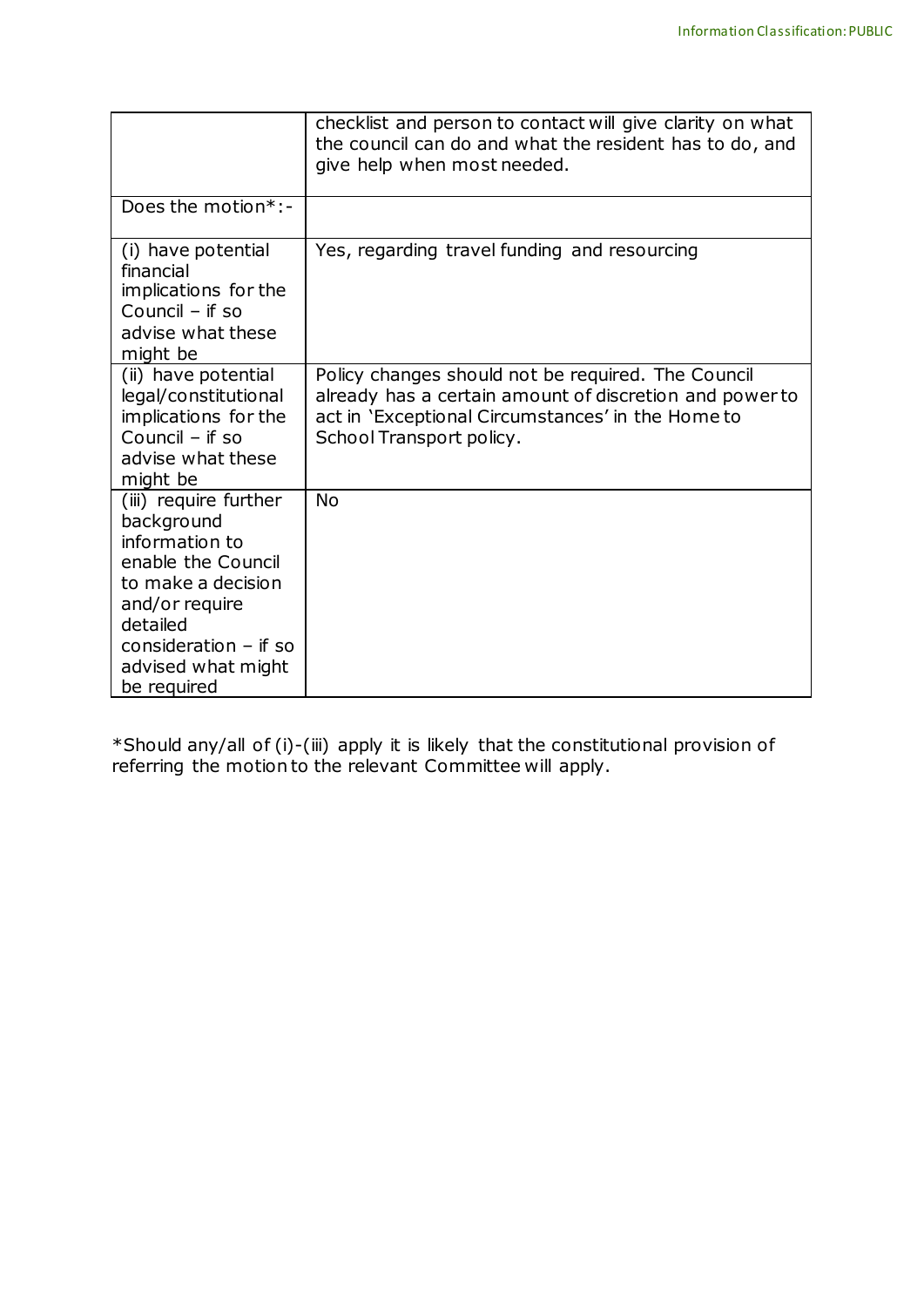| | |
|---|---|
| | checklist and person to contact will give clarity on what the council can do and what the resident has to do, and give help when most needed. |
| Does the motion*:- | |
| (i) have potential financial implications for the Council – if so advise what these might be | Yes, regarding travel funding and resourcing |
| (ii) have potential legal/constitutional implications for the Council – if so advise what these might be | Policy changes should not be required. The Council already has a certain amount of discretion and power to act in 'Exceptional Circumstances' in the Home to School Transport policy. |
| (iii) require further background information to enable the Council to make a decision and/or require detailed consideration – if so advised what might be required | No |

*Should any/all of (i)-(iii) apply it is likely that the constitutional provision of referring the motion to the relevant Committee will apply.